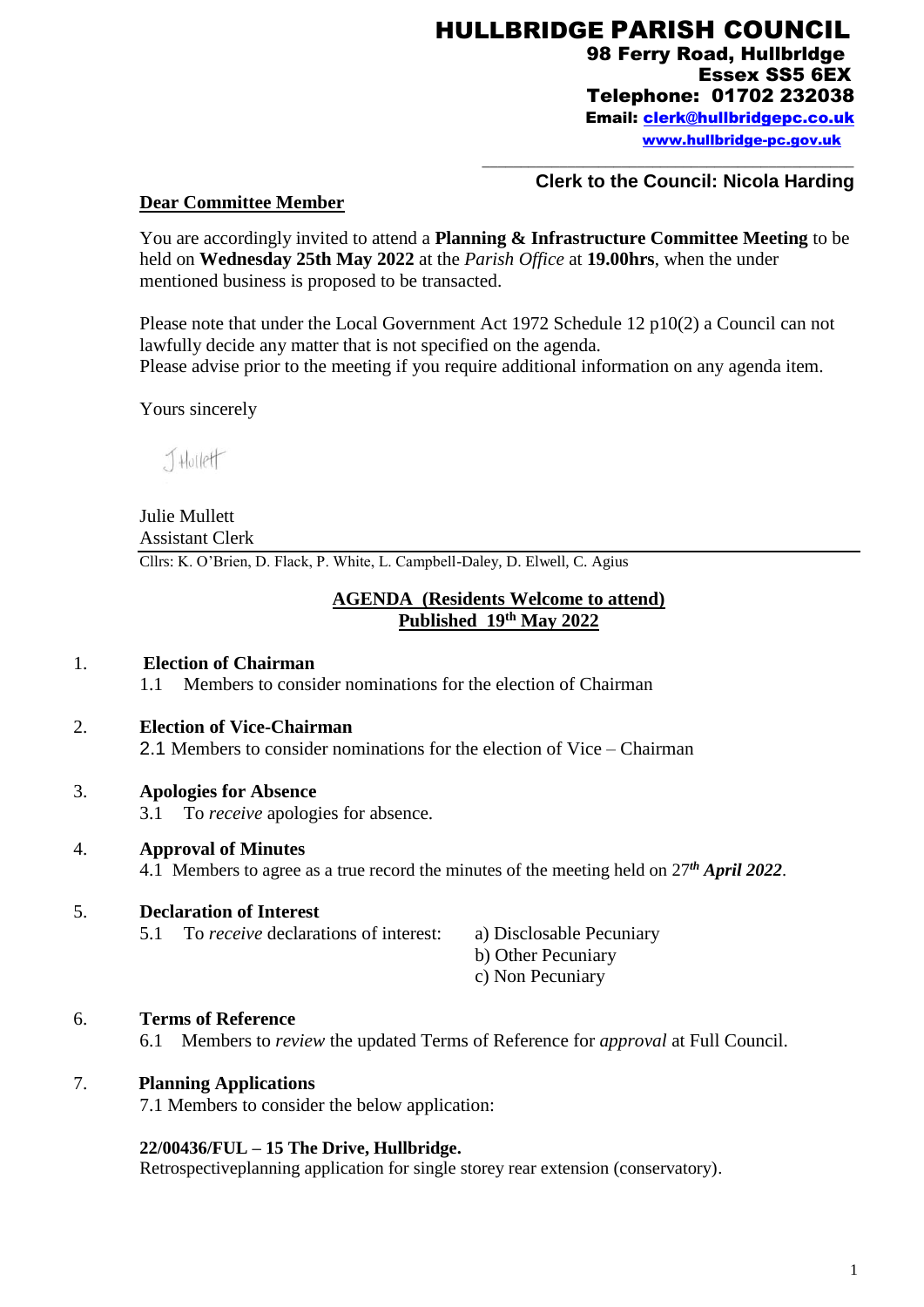# HULLBRIDGE PARISH COUNCIL

**98 Ferry Road, Hullbridge**
**Essex SS5 6EX**
**Telephone: 01702 232038**
**Email: clerk@hullbridgepc.co.uk**
**www.hullbridge-pc.gov.uk**

**Clerk to the Council: Nicola Harding**

**Dear Committee Member**

You are accordingly invited to attend a **Planning & Infrastructure Committee Meeting** to be held on **Wednesday 25th May 2022** at the *Parish Office* at **19.00hrs**, when the under mentioned business is proposed to be transacted.

Please note that under the Local Government Act 1972 Schedule 12 p10(2) a Council can not lawfully decide any matter that is not specified on the agenda.
Please advise prior to the meeting if you require additional information on any agenda item.

Yours sincerely

J Mullett

Julie Mullett
Assistant Clerk

Cllrs: K. O'Brien, D. Flack, P. White, L. Campbell-Daley, D. Elwell, C. Agius

## AGENDA (Residents Welcome to attend)
## Published 19th May 2022

1. **Election of Chairman**
   1.1 Members to consider nominations for the election of Chairman

2. **Election of Vice-Chairman**
   2.1 Members to consider nominations for the election of Vice – Chairman

3. **Apologies for Absence**
   3.1 To *receive* apologies for absence.

4. **Approval of Minutes**
   4.1 Members to agree as a true record the minutes of the meeting held on 27th ***April 2022***.

5. **Declaration of Interest**
   5.1 To *receive* declarations of interest:
   - a) Disclosable Pecuniary
   - b) Other Pecuniary
   - c) Non Pecuniary

6. **Terms of Reference**
   6.1 Members to *review* the updated Terms of Reference for *approval* at Full Council.

7. **Planning Applications**
   7.1 Members to consider the below application:

   **22/00436/FUL – 15 The Drive, Hullbridge.**
   Retrospectiveplanning application for single storey rear extension (conservatory).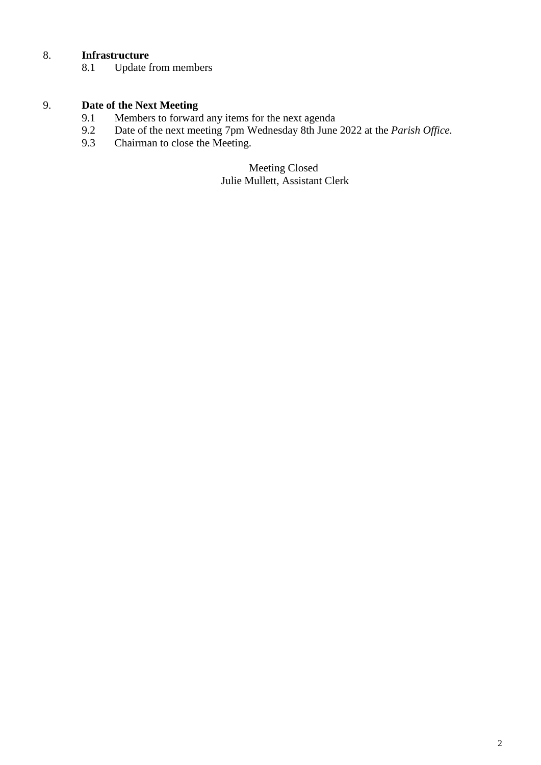8. **Infrastructure**
   - 8.1 Update from members

9. **Date of the Next Meeting**
   - 9.1 Members to forward any items for the next agenda
   - 9.2 Date of the next meeting 7pm Wednesday 8th June 2022 at the *Parish Office.*
   - 9.3 Chairman to close the Meeting.

Meeting Closed
Julie Mullett, Assistant Clerk